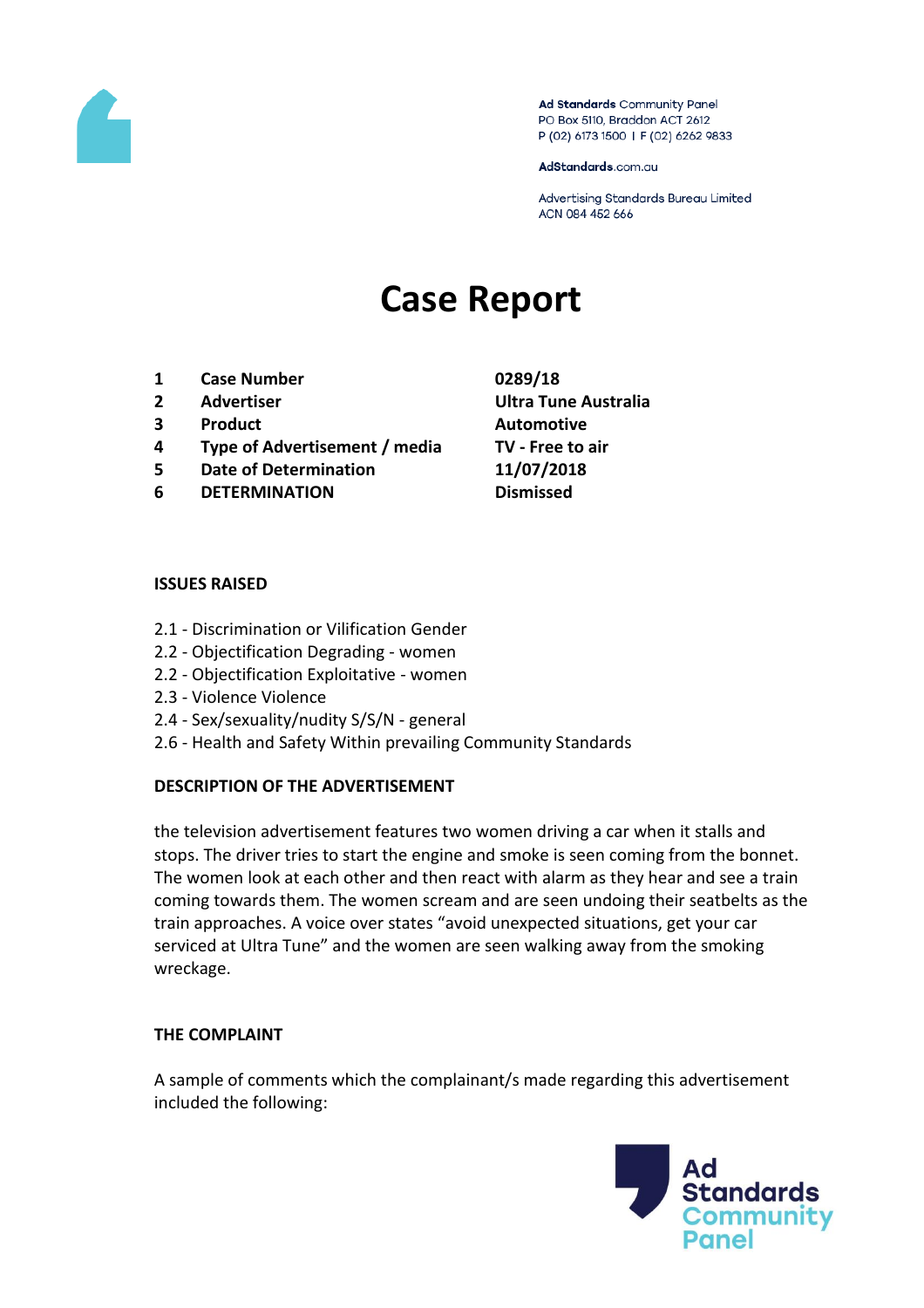Ad Standards Community Panel
PO Box 5110, Braddon ACT 2612
P (02) 6173 1500 | F (02) 6262 9833

AdStandards.com.au

Advertising Standards Bureau Limited
ACN 084 452 666

# Case Report

| | | |
|---|---|---|
| **1** | **Case Number** | **0289/18** |
| **2** | **Advertiser** | **Ultra Tune Australia** |
| **3** | **Product** | **Automotive** |
| **4** | **Type of Advertisement / media** | **TV - Free to air** |
| **5** | **Date of Determination** | **11/07/2018** |
| **6** | **DETERMINATION** | **Dismissed** |

**ISSUES RAISED**

2.1 - Discrimination or Vilification Gender
2.2 - Objectification Degrading - women
2.2 - Objectification Exploitative - women
2.3 - Violence Violence
2.4 - Sex/sexuality/nudity S/S/N - general
2.6 - Health and Safety Within prevailing Community Standards

**DESCRIPTION OF THE ADVERTISEMENT**

the television advertisement features two women driving a car when it stalls and stops. The driver tries to start the engine and smoke is seen coming from the bonnet. The women look at each other and then react with alarm as they hear and see a train coming towards them. The women scream and are seen undoing their seatbelts as the train approaches. A voice over states "avoid unexpected situations, get your car serviced at Ultra Tune" and the women are seen walking away from the smoking wreckage.

**THE COMPLAINT**

A sample of comments which the complainant/s made regarding this advertisement included the following: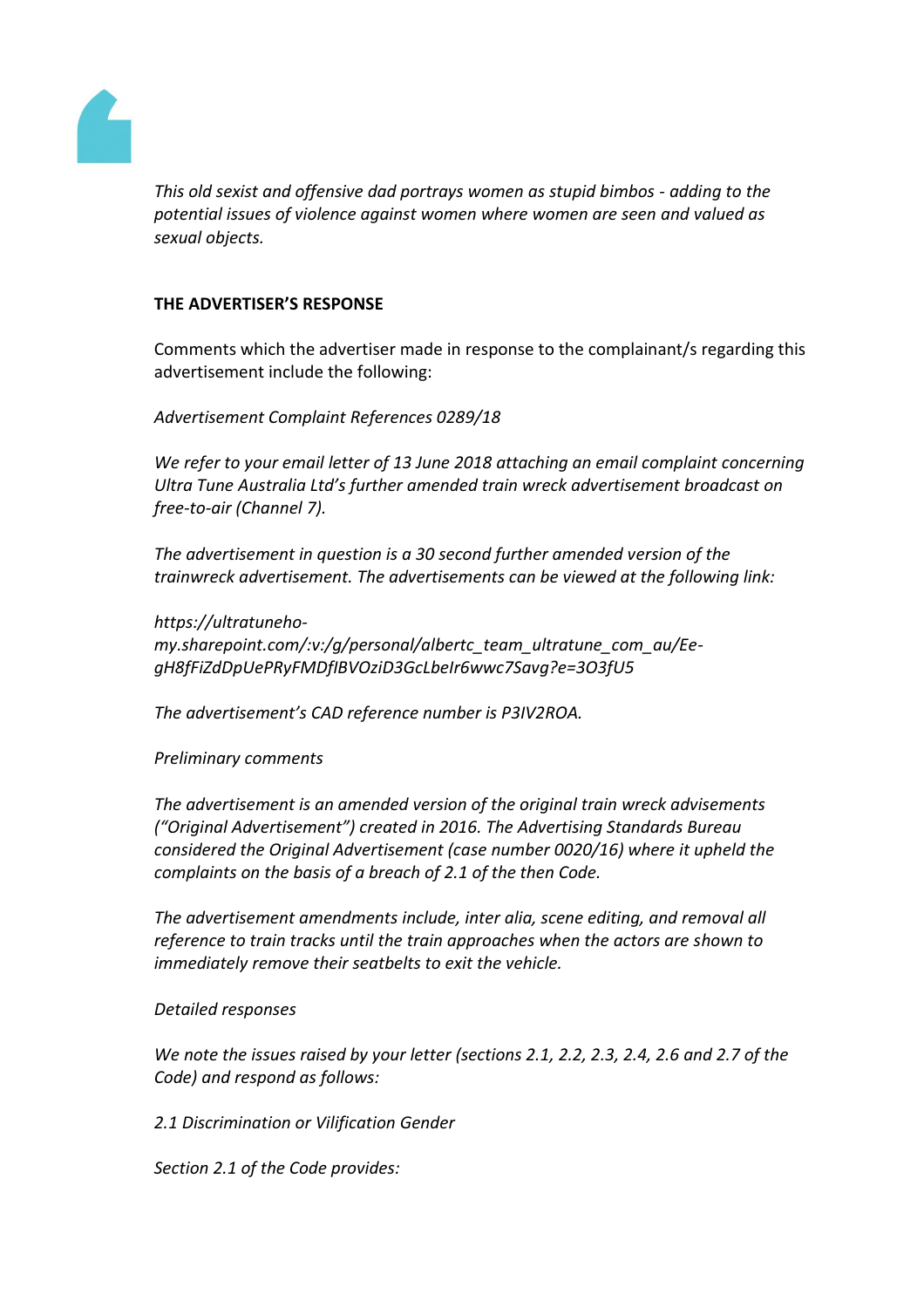*This old sexist and offensive dad portrays women as stupid bimbos - adding to the potential issues of violence against women where women are seen and valued as sexual objects.*

**THE ADVERTISER'S RESPONSE**

Comments which the advertiser made in response to the complainant/s regarding this advertisement include the following:

*Advertisement Complaint References 0289/18*

*We refer to your email letter of 13 June 2018 attaching an email complaint concerning Ultra Tune Australia Ltd's further amended train wreck advertisement broadcast on free-to-air (Channel 7).*

*The advertisement in question is a 30 second further amended version of the trainwreck advertisement. The advertisements can be viewed at the following link:*

*https://ultratuneho-my.sharepoint.com/:v:/g/personal/albertc_team_ultratune_com_au/Ee-gH8fFiZdDpUePRyFMDfIBVOziD3GcLbeIr6wwc7Savg?e=3O3fU5*

*The advertisement's CAD reference number is P3IV2ROA.*

*Preliminary comments*

*The advertisement is an amended version of the original train wreck advisements ("Original Advertisement") created in 2016. The Advertising Standards Bureau considered the Original Advertisement (case number 0020/16) where it upheld the complaints on the basis of a breach of 2.1 of the then Code.*

*The advertisement amendments include, inter alia, scene editing, and removal all reference to train tracks until the train approaches when the actors are shown to immediately remove their seatbelts to exit the vehicle.*

*Detailed responses*

*We note the issues raised by your letter (sections 2.1, 2.2, 2.3, 2.4, 2.6 and 2.7 of the Code) and respond as follows:*

*2.1 Discrimination or Vilification Gender*

*Section 2.1 of the Code provides:*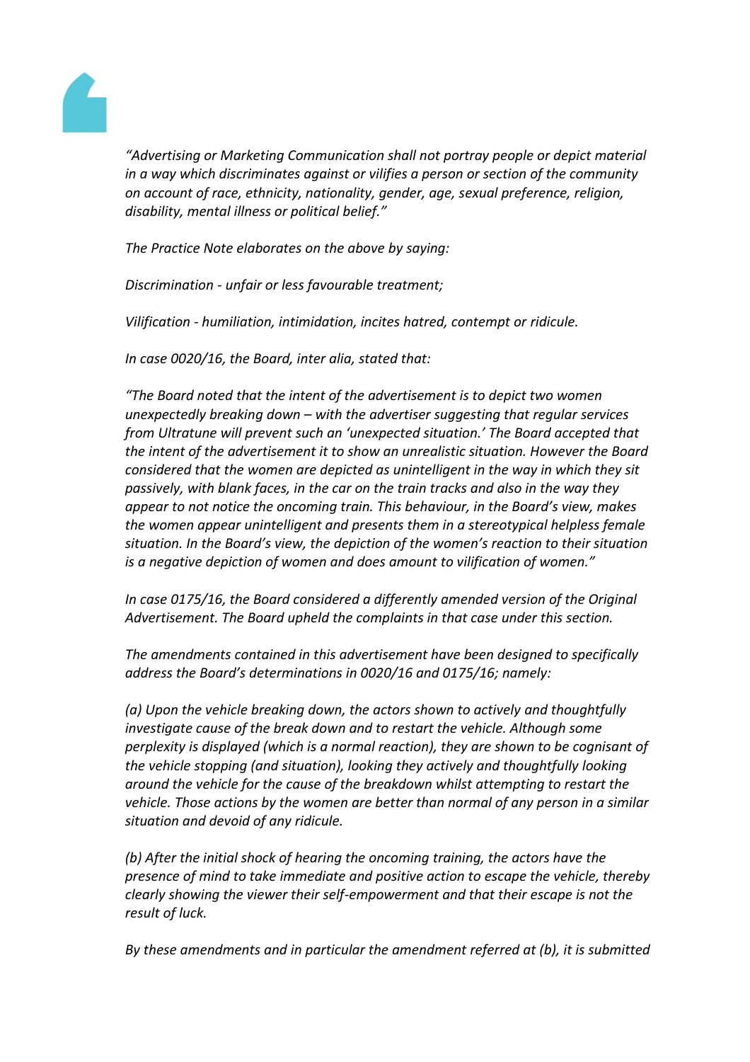*"Advertising or Marketing Communication shall not portray people or depict material in a way which discriminates against or vilifies a person or section of the community on account of race, ethnicity, nationality, gender, age, sexual preference, religion, disability, mental illness or political belief."*

*The Practice Note elaborates on the above by saying:*

*Discrimination - unfair or less favourable treatment;*

*Vilification - humiliation, intimidation, incites hatred, contempt or ridicule.*

*In case 0020/16, the Board, inter alia, stated that:*

*"The Board noted that the intent of the advertisement is to depict two women unexpectedly breaking down – with the advertiser suggesting that regular services from Ultratune will prevent such an 'unexpected situation.' The Board accepted that the intent of the advertisement it to show an unrealistic situation. However the Board considered that the women are depicted as unintelligent in the way in which they sit passively, with blank faces, in the car on the train tracks and also in the way they appear to not notice the oncoming train. This behaviour, in the Board's view, makes the women appear unintelligent and presents them in a stereotypical helpless female situation. In the Board's view, the depiction of the women's reaction to their situation is a negative depiction of women and does amount to vilification of women."*

*In case 0175/16, the Board considered a differently amended version of the Original Advertisement. The Board upheld the complaints in that case under this section.*

*The amendments contained in this advertisement have been designed to specifically address the Board's determinations in 0020/16 and 0175/16; namely:*

*(a) Upon the vehicle breaking down, the actors shown to actively and thoughtfully investigate cause of the break down and to restart the vehicle. Although some perplexity is displayed (which is a normal reaction), they are shown to be cognisant of the vehicle stopping (and situation), looking they actively and thoughtfully looking around the vehicle for the cause of the breakdown whilst attempting to restart the vehicle. Those actions by the women are better than normal of any person in a similar situation and devoid of any ridicule.*

*(b) After the initial shock of hearing the oncoming training, the actors have the presence of mind to take immediate and positive action to escape the vehicle, thereby clearly showing the viewer their self-empowerment and that their escape is not the result of luck.*

*By these amendments and in particular the amendment referred at (b), it is submitted*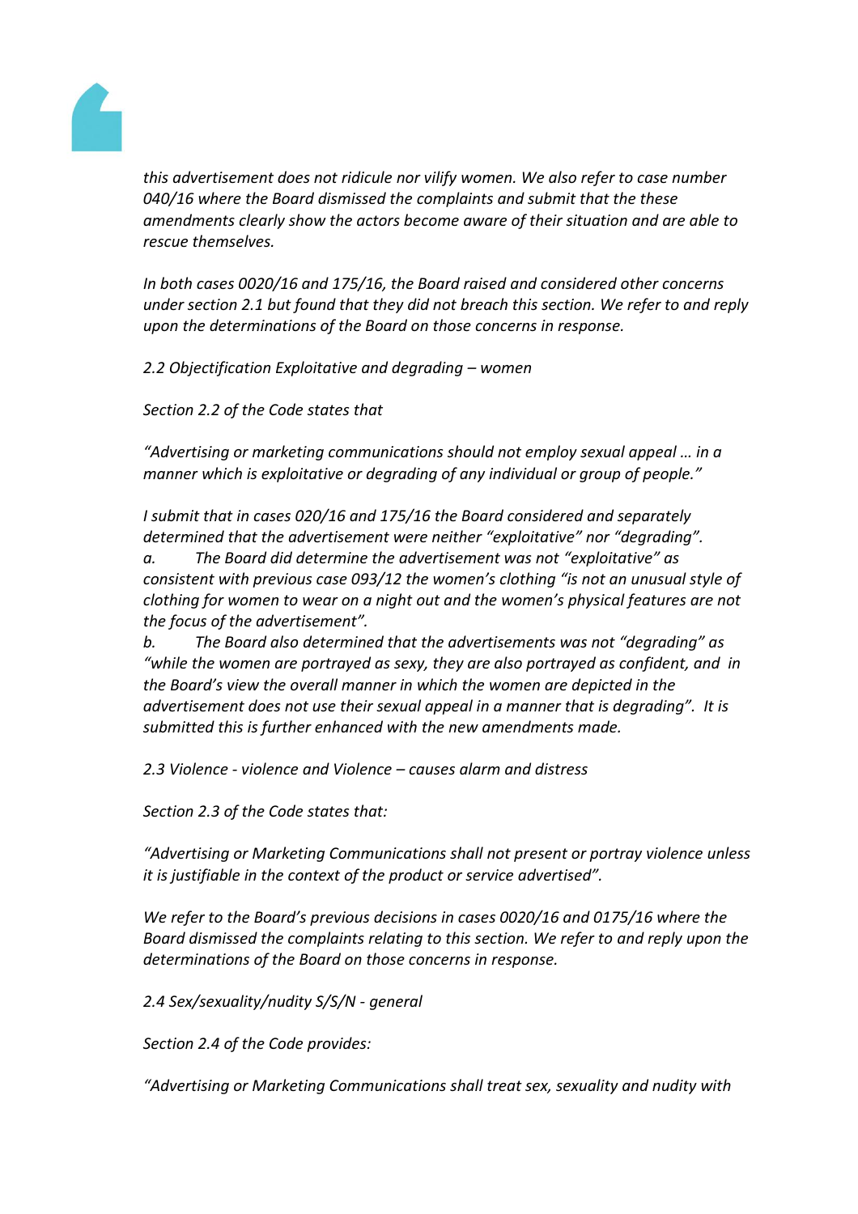*this advertisement does not ridicule nor vilify women. We also refer to case number 040/16 where the Board dismissed the complaints and submit that the these amendments clearly show the actors become aware of their situation and are able to rescue themselves.*

*In both cases 0020/16 and 175/16, the Board raised and considered other concerns under section 2.1 but found that they did not breach this section. We refer to and reply upon the determinations of the Board on those concerns in response.*

*2.2 Objectification Exploitative and degrading – women*

*Section 2.2 of the Code states that*

*"Advertising or marketing communications should not employ sexual appeal … in a manner which is exploitative or degrading of any individual or group of people."*

*I submit that in cases 020/16 and 175/16 the Board considered and separately determined that the advertisement were neither "exploitative" nor "degrading".*
*a. The Board did determine the advertisement was not "exploitative" as consistent with previous case 093/12 the women's clothing "is not an unusual style of clothing for women to wear on a night out and the women's physical features are not the focus of the advertisement".*
*b. The Board also determined that the advertisements was not "degrading" as "while the women are portrayed as sexy, they are also portrayed as confident, and in the Board's view the overall manner in which the women are depicted in the advertisement does not use their sexual appeal in a manner that is degrading". It is submitted this is further enhanced with the new amendments made.*

*2.3 Violence - violence and Violence – causes alarm and distress*

*Section 2.3 of the Code states that:*

*"Advertising or Marketing Communications shall not present or portray violence unless it is justifiable in the context of the product or service advertised".*

*We refer to the Board's previous decisions in cases 0020/16 and 0175/16 where the Board dismissed the complaints relating to this section. We refer to and reply upon the determinations of the Board on those concerns in response.*

*2.4 Sex/sexuality/nudity S/S/N - general*

*Section 2.4 of the Code provides:*

*"Advertising or Marketing Communications shall treat sex, sexuality and nudity with*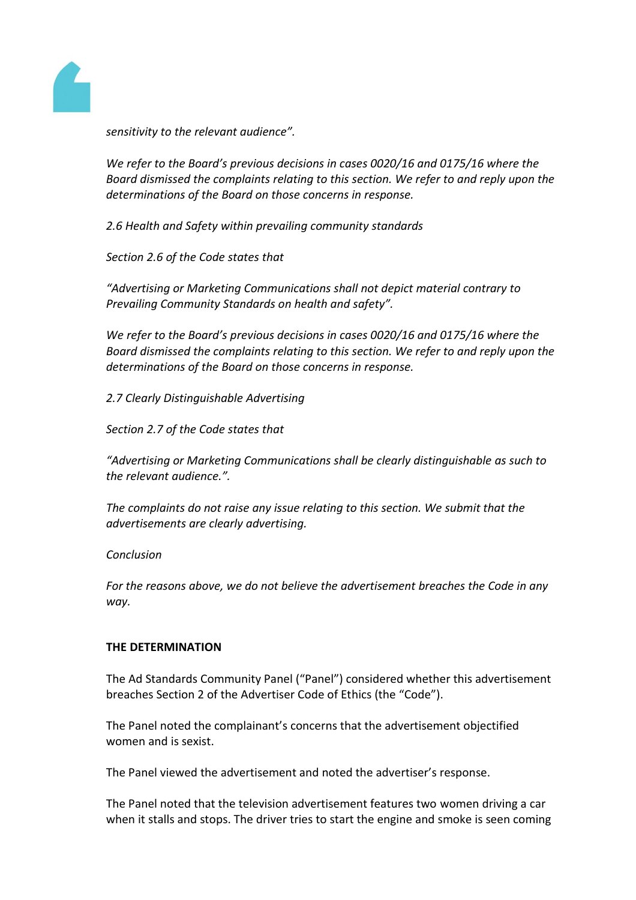*sensitivity to the relevant audience".*

*We refer to the Board's previous decisions in cases 0020/16 and 0175/16 where the Board dismissed the complaints relating to this section. We refer to and reply upon the determinations of the Board on those concerns in response.*

*2.6 Health and Safety within prevailing community standards*

*Section 2.6 of the Code states that*

*"Advertising or Marketing Communications shall not depict material contrary to Prevailing Community Standards on health and safety".*

*We refer to the Board's previous decisions in cases 0020/16 and 0175/16 where the Board dismissed the complaints relating to this section. We refer to and reply upon the determinations of the Board on those concerns in response.*

*2.7 Clearly Distinguishable Advertising*

*Section 2.7 of the Code states that*

*"Advertising or Marketing Communications shall be clearly distinguishable as such to the relevant audience.".*

*The complaints do not raise any issue relating to this section. We submit that the advertisements are clearly advertising.*

*Conclusion*

*For the reasons above, we do not believe the advertisement breaches the Code in any way.*

**THE DETERMINATION**

The Ad Standards Community Panel ("Panel") considered whether this advertisement breaches Section 2 of the Advertiser Code of Ethics (the "Code").

The Panel noted the complainant's concerns that the advertisement objectified women and is sexist.

The Panel viewed the advertisement and noted the advertiser's response.

The Panel noted that the television advertisement features two women driving a car when it stalls and stops. The driver tries to start the engine and smoke is seen coming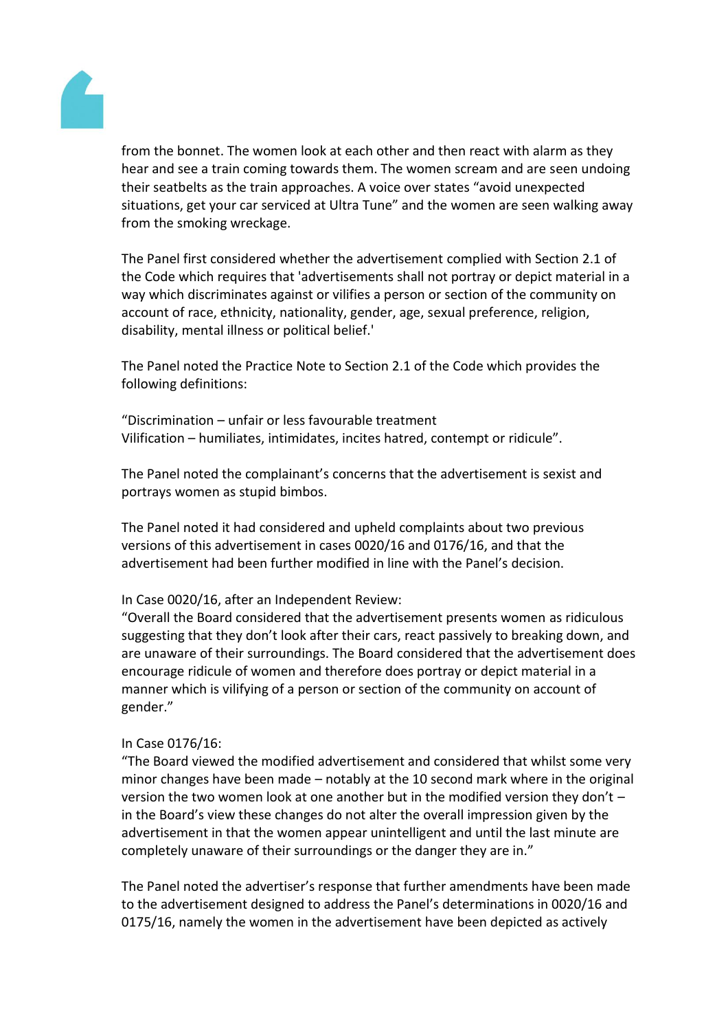from the bonnet. The women look at each other and then react with alarm as they hear and see a train coming towards them. The women scream and are seen undoing their seatbelts as the train approaches. A voice over states “avoid unexpected situations, get your car serviced at Ultra Tune” and the women are seen walking away from the smoking wreckage.

The Panel first considered whether the advertisement complied with Section 2.1 of the Code which requires that 'advertisements shall not portray or depict material in a way which discriminates against or vilifies a person or section of the community on account of race, ethnicity, nationality, gender, age, sexual preference, religion, disability, mental illness or political belief.'

The Panel noted the Practice Note to Section 2.1 of the Code which provides the following definitions:

“Discrimination – unfair or less favourable treatment
Vilification – humiliates, intimidates, incites hatred, contempt or ridicule”.

The Panel noted the complainant’s concerns that the advertisement is sexist and portrays women as stupid bimbos.

The Panel noted it had considered and upheld complaints about two previous versions of this advertisement in cases 0020/16 and 0176/16, and that the advertisement had been further modified in line with the Panel’s decision.

In Case 0020/16, after an Independent Review:
“Overall the Board considered that the advertisement presents women as ridiculous suggesting that they don’t look after their cars, react passively to breaking down, and are unaware of their surroundings. The Board considered that the advertisement does encourage ridicule of women and therefore does portray or depict material in a manner which is vilifying of a person or section of the community on account of gender.”

In Case 0176/16:
“The Board viewed the modified advertisement and considered that whilst some very minor changes have been made – notably at the 10 second mark where in the original version the two women look at one another but in the modified version they don’t – in the Board’s view these changes do not alter the overall impression given by the advertisement in that the women appear unintelligent and until the last minute are completely unaware of their surroundings or the danger they are in.”

The Panel noted the advertiser’s response that further amendments have been made to the advertisement designed to address the Panel’s determinations in 0020/16 and 0175/16, namely the women in the advertisement have been depicted as actively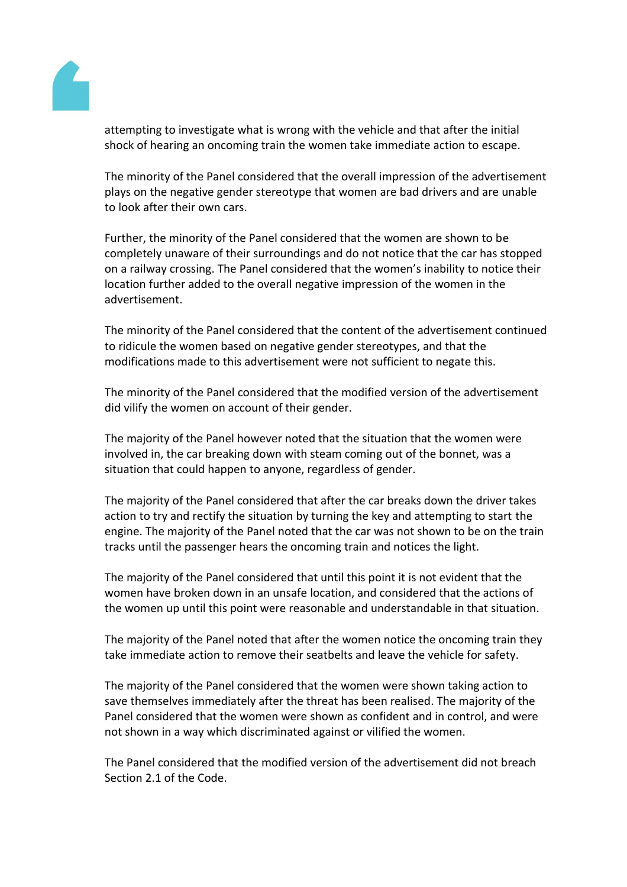attempting to investigate what is wrong with the vehicle and that after the initial shock of hearing an oncoming train the women take immediate action to escape.

The minority of the Panel considered that the overall impression of the advertisement plays on the negative gender stereotype that women are bad drivers and are unable to look after their own cars.

Further, the minority of the Panel considered that the women are shown to be completely unaware of their surroundings and do not notice that the car has stopped on a railway crossing. The Panel considered that the women's inability to notice their location further added to the overall negative impression of the women in the advertisement.

The minority of the Panel considered that the content of the advertisement continued to ridicule the women based on negative gender stereotypes, and that the modifications made to this advertisement were not sufficient to negate this.

The minority of the Panel considered that the modified version of the advertisement did vilify the women on account of their gender.

The majority of the Panel however noted that the situation that the women were involved in, the car breaking down with steam coming out of the bonnet, was a situation that could happen to anyone, regardless of gender.

The majority of the Panel considered that after the car breaks down the driver takes action to try and rectify the situation by turning the key and attempting to start the engine. The majority of the Panel noted that the car was not shown to be on the train tracks until the passenger hears the oncoming train and notices the light.

The majority of the Panel considered that until this point it is not evident that the women have broken down in an unsafe location, and considered that the actions of the women up until this point were reasonable and understandable in that situation.

The majority of the Panel noted that after the women notice the oncoming train they take immediate action to remove their seatbelts and leave the vehicle for safety.

The majority of the Panel considered that the women were shown taking action to save themselves immediately after the threat has been realised. The majority of the Panel considered that the women were shown as confident and in control, and were not shown in a way which discriminated against or vilified the women.

The Panel considered that the modified version of the advertisement did not breach Section 2.1 of the Code.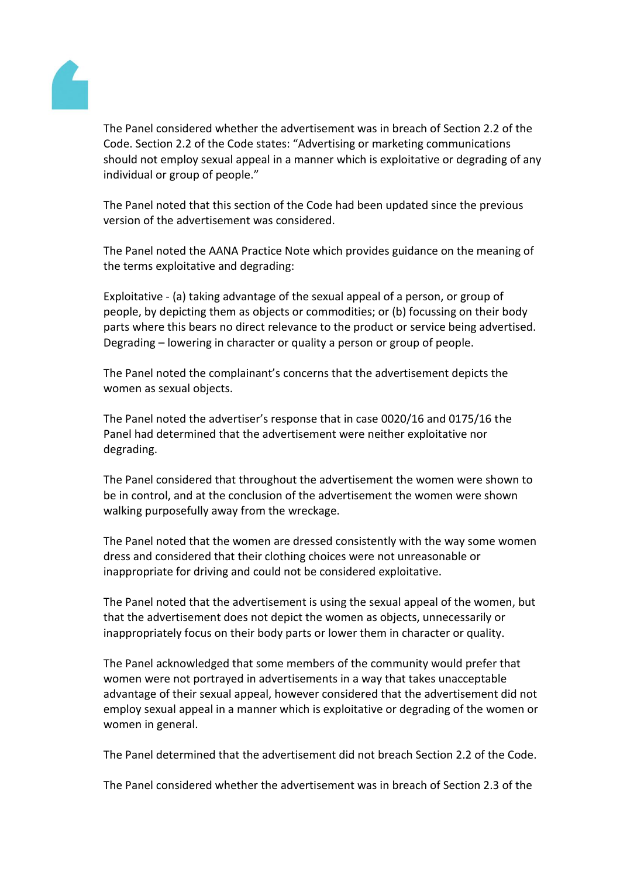The Panel considered whether the advertisement was in breach of Section 2.2 of the Code. Section 2.2 of the Code states: "Advertising or marketing communications should not employ sexual appeal in a manner which is exploitative or degrading of any individual or group of people."

The Panel noted that this section of the Code had been updated since the previous version of the advertisement was considered.

The Panel noted the AANA Practice Note which provides guidance on the meaning of the terms exploitative and degrading:

Exploitative - (a) taking advantage of the sexual appeal of a person, or group of people, by depicting them as objects or commodities; or (b) focussing on their body parts where this bears no direct relevance to the product or service being advertised. Degrading – lowering in character or quality a person or group of people.

The Panel noted the complainant's concerns that the advertisement depicts the women as sexual objects.

The Panel noted the advertiser's response that in case 0020/16 and 0175/16 the Panel had determined that the advertisement were neither exploitative nor degrading.

The Panel considered that throughout the advertisement the women were shown to be in control, and at the conclusion of the advertisement the women were shown walking purposefully away from the wreckage.

The Panel noted that the women are dressed consistently with the way some women dress and considered that their clothing choices were not unreasonable or inappropriate for driving and could not be considered exploitative.

The Panel noted that the advertisement is using the sexual appeal of the women, but that the advertisement does not depict the women as objects, unnecessarily or inappropriately focus on their body parts or lower them in character or quality.

The Panel acknowledged that some members of the community would prefer that women were not portrayed in advertisements in a way that takes unacceptable advantage of their sexual appeal, however considered that the advertisement did not employ sexual appeal in a manner which is exploitative or degrading of the women or women in general.

The Panel determined that the advertisement did not breach Section 2.2 of the Code.

The Panel considered whether the advertisement was in breach of Section 2.3 of the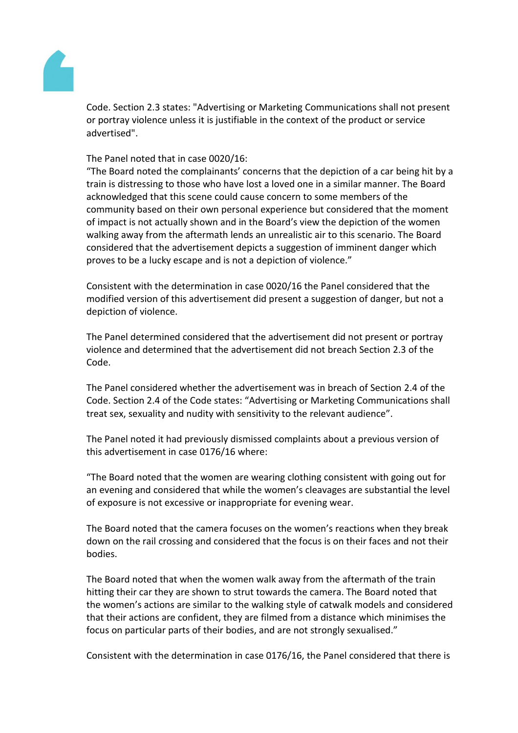Code. Section 2.3 states: "Advertising or Marketing Communications shall not present or portray violence unless it is justifiable in the context of the product or service advertised".

The Panel noted that in case 0020/16:
"The Board noted the complainants' concerns that the depiction of a car being hit by a train is distressing to those who have lost a loved one in a similar manner. The Board acknowledged that this scene could cause concern to some members of the community based on their own personal experience but considered that the moment of impact is not actually shown and in the Board's view the depiction of the women walking away from the aftermath lends an unrealistic air to this scenario. The Board considered that the advertisement depicts a suggestion of imminent danger which proves to be a lucky escape and is not a depiction of violence."

Consistent with the determination in case 0020/16 the Panel considered that the modified version of this advertisement did present a suggestion of danger, but not a depiction of violence.

The Panel determined considered that the advertisement did not present or portray violence and determined that the advertisement did not breach Section 2.3 of the Code.

The Panel considered whether the advertisement was in breach of Section 2.4 of the Code. Section 2.4 of the Code states: "Advertising or Marketing Communications shall treat sex, sexuality and nudity with sensitivity to the relevant audience".

The Panel noted it had previously dismissed complaints about a previous version of this advertisement in case 0176/16 where:

"The Board noted that the women are wearing clothing consistent with going out for an evening and considered that while the women's cleavages are substantial the level of exposure is not excessive or inappropriate for evening wear.

The Board noted that the camera focuses on the women's reactions when they break down on the rail crossing and considered that the focus is on their faces and not their bodies.

The Board noted that when the women walk away from the aftermath of the train hitting their car they are shown to strut towards the camera. The Board noted that the women's actions are similar to the walking style of catwalk models and considered that their actions are confident, they are filmed from a distance which minimises the focus on particular parts of their bodies, and are not strongly sexualised."

Consistent with the determination in case 0176/16, the Panel considered that there is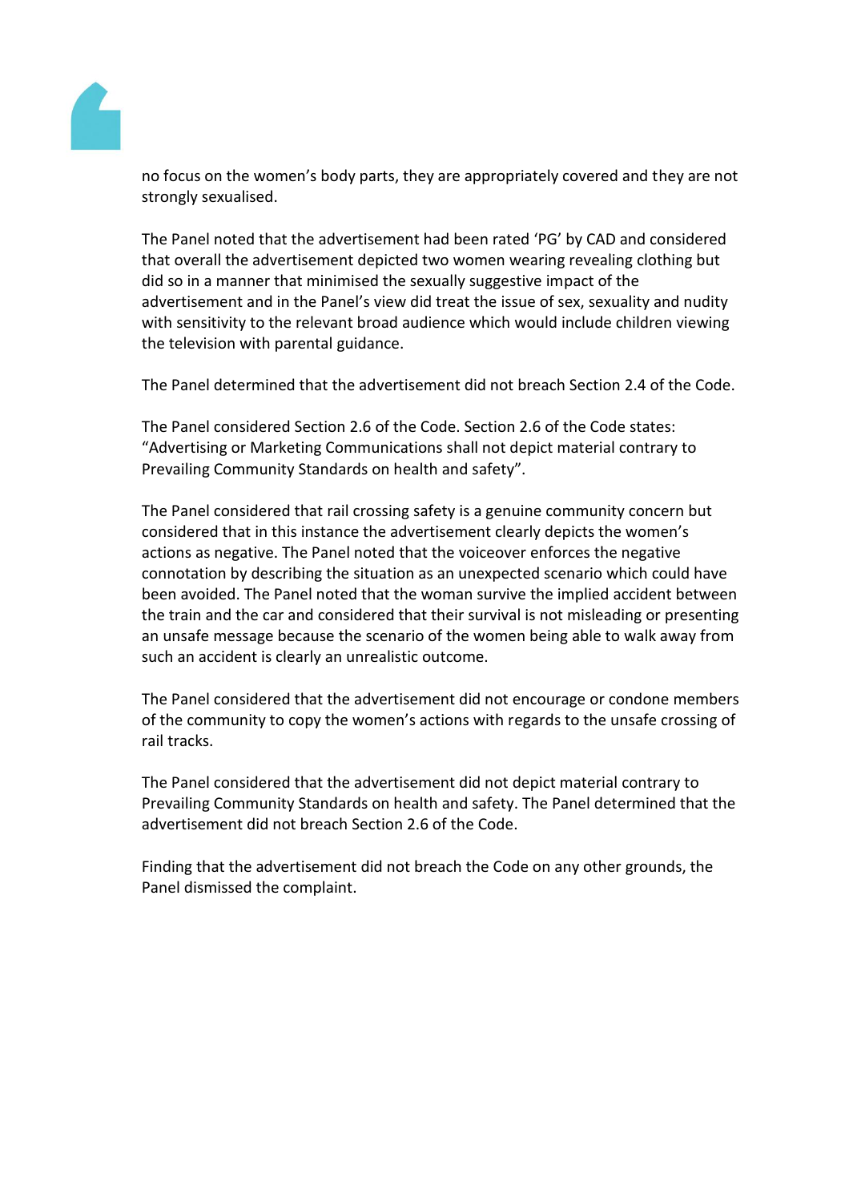no focus on the women's body parts, they are appropriately covered and they are not strongly sexualised.

The Panel noted that the advertisement had been rated 'PG' by CAD and considered that overall the advertisement depicted two women wearing revealing clothing but did so in a manner that minimised the sexually suggestive impact of the advertisement and in the Panel's view did treat the issue of sex, sexuality and nudity with sensitivity to the relevant broad audience which would include children viewing the television with parental guidance.

The Panel determined that the advertisement did not breach Section 2.4 of the Code.

The Panel considered Section 2.6 of the Code. Section 2.6 of the Code states: "Advertising or Marketing Communications shall not depict material contrary to Prevailing Community Standards on health and safety".

The Panel considered that rail crossing safety is a genuine community concern but considered that in this instance the advertisement clearly depicts the women's actions as negative. The Panel noted that the voiceover enforces the negative connotation by describing the situation as an unexpected scenario which could have been avoided. The Panel noted that the woman survive the implied accident between the train and the car and considered that their survival is not misleading or presenting an unsafe message because the scenario of the women being able to walk away from such an accident is clearly an unrealistic outcome.

The Panel considered that the advertisement did not encourage or condone members of the community to copy the women's actions with regards to the unsafe crossing of rail tracks.

The Panel considered that the advertisement did not depict material contrary to Prevailing Community Standards on health and safety. The Panel determined that the advertisement did not breach Section 2.6 of the Code.

Finding that the advertisement did not breach the Code on any other grounds, the Panel dismissed the complaint.